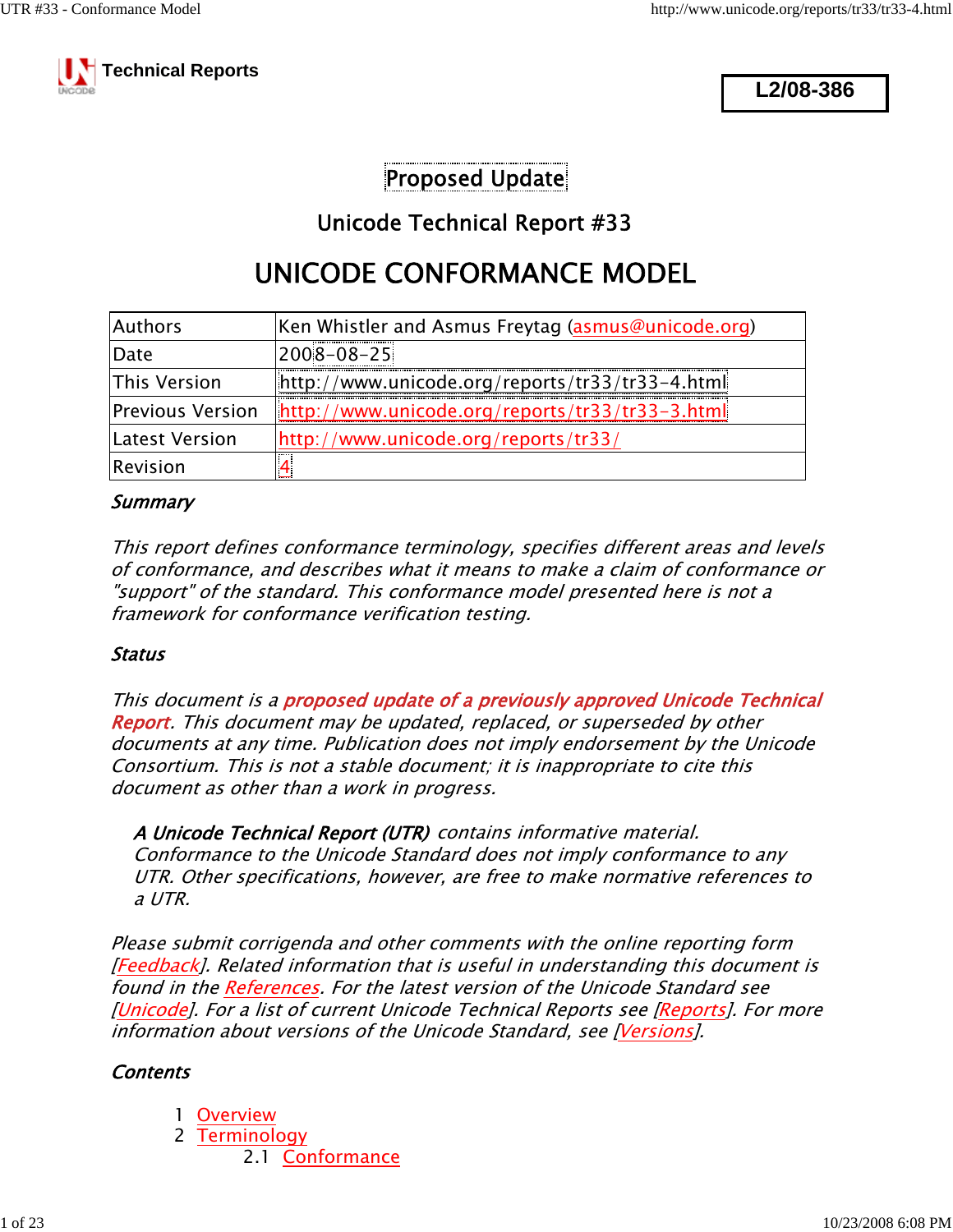Technical Reports

**L2/08-386**

## Proposed Update

### Unicode Technical Report #33

# UNICODE CONFORMANCE MODEL

| Authors | Ken Whistler and Asmus Freytag (asmus@unicode.org) |
|---|---|
| Date | 2008-08-25 |
| This Version | http://www.unicode.org/reports/tr33/tr33-4.html |
| Previous Version | http://www.unicode.org/reports/tr33/tr33-3.html |
| Latest Version | http://www.unicode.org/reports/tr33/ |
| Revision | 4 |

### *Summary*

*This report defines conformance terminology, specifies different areas and levels of conformance, and describes what it means to make a claim of conformance or "support" of the standard. This conformance model presented here is not a framework for conformance verification testing.*

### *Status*

*This document is a* ***proposed update of a previously approved Unicode Technical Report****. This document may be updated, replaced, or superseded by other documents at any time. Publication does not imply endorsement by the Unicode Consortium. This is not a stable document; it is inappropriate to cite this document as other than a work in progress.*

> ***A Unicode Technical Report (UTR)*** *contains informative material. Conformance to the Unicode Standard does not imply conformance to any UTR. Other specifications, however, are free to make normative references to a UTR.*

*Please submit corrigenda and other comments with the online reporting form [Feedback]. Related information that is useful in understanding this document is found in the References. For the latest version of the Unicode Standard see [Unicode]. For a list of current Unicode Technical Reports see [Reports]. For more information about versions of the Unicode Standard, see [Versions].*

### *Contents*

1 Overview
2 Terminology
  2.1 Conformance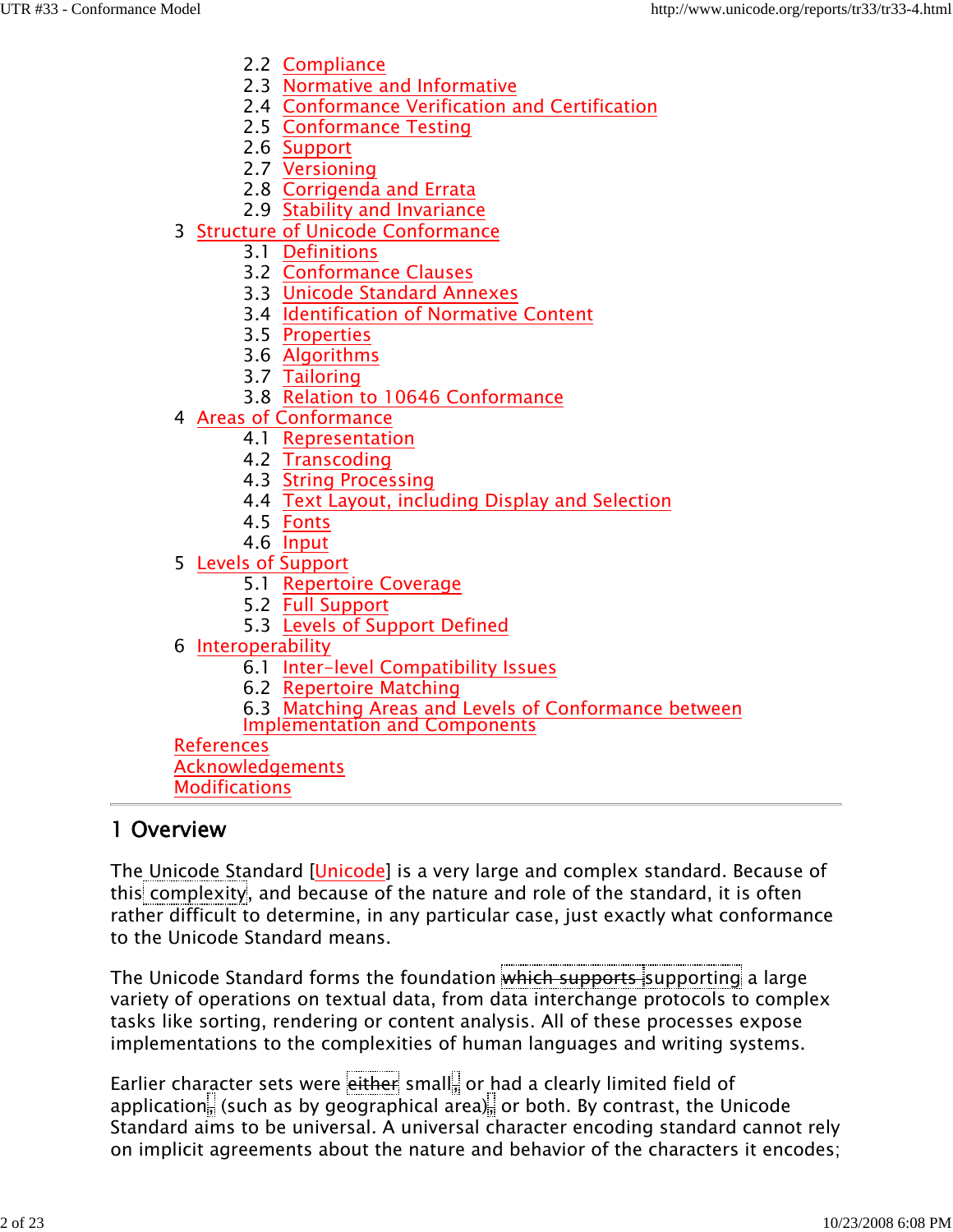- 2.2 Compliance
- 2.3 Normative and Informative
- 2.4 Conformance Verification and Certification
- 2.5 Conformance Testing
- 2.6 Support
- 2.7 Versioning
- 2.8 Corrigenda and Errata
- 2.9 Stability and Invariance

3 Structure of Unicode Conformance
- 3.1 Definitions
- 3.2 Conformance Clauses
- 3.3 Unicode Standard Annexes
- 3.4 Identification of Normative Content
- 3.5 Properties
- 3.6 Algorithms
- 3.7 Tailoring
- 3.8 Relation to 10646 Conformance

4 Areas of Conformance
- 4.1 Representation
- 4.2 Transcoding
- 4.3 String Processing
- 4.4 Text Layout, including Display and Selection
- 4.5 Fonts
- 4.6 Input

5 Levels of Support
- 5.1 Repertoire Coverage
- 5.2 Full Support
- 5.3 Levels of Support Defined

6 Interoperability
- 6.1 Inter-level Compatibility Issues
- 6.2 Repertoire Matching
- 6.3 Matching Areas and Levels of Conformance between Implementation and Components

References
Acknowledgements
Modifications

## 1 Overview

The Unicode Standard [Unicode] is a very large and complex standard. Because of this complexity, and because of the nature and role of the standard, it is often rather difficult to determine, in any particular case, just exactly what conformance to the Unicode Standard means.

The Unicode Standard forms the foundation ~~which supports~~ supporting a large variety of operations on textual data, from data interchange protocols to complex tasks like sorting, rendering or content analysis. All of these processes expose implementations to the complexities of human languages and writing systems.

Earlier character sets were either small, or had a clearly limited field of application, (such as by geographical area), or both. By contrast, the Unicode Standard aims to be universal. A universal character encoding standard cannot rely on implicit agreements about the nature and behavior of the characters it encodes;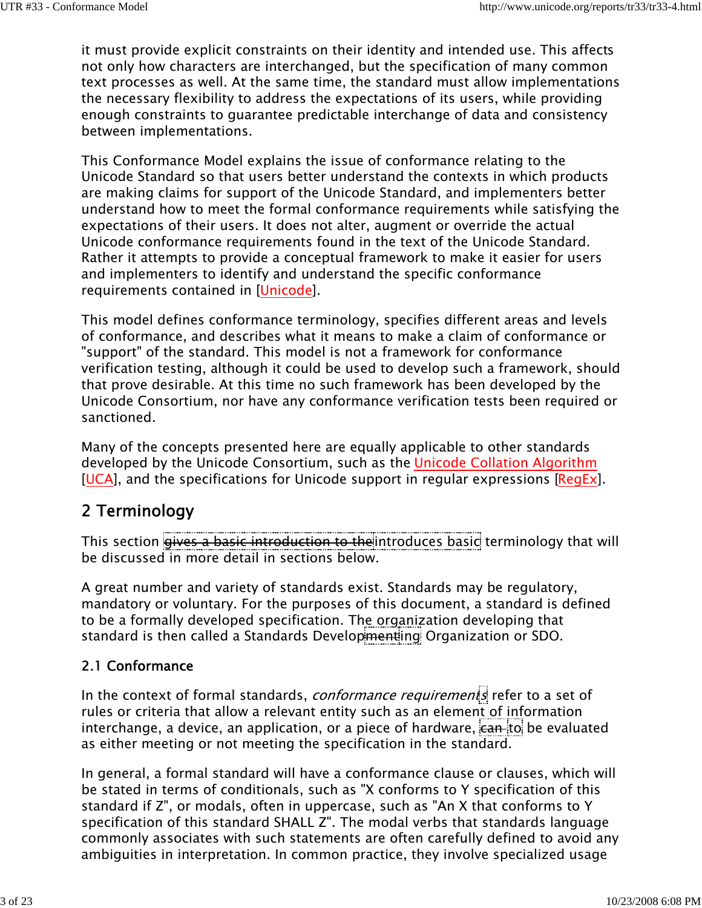it must provide explicit constraints on their identity and intended use. This affects not only how characters are interchanged, but the specification of many common text processes as well. At the same time, the standard must allow implementations the necessary flexibility to address the expectations of its users, while providing enough constraints to guarantee predictable interchange of data and consistency between implementations.

This Conformance Model explains the issue of conformance relating to the Unicode Standard so that users better understand the contexts in which products are making claims for support of the Unicode Standard, and implementers better understand how to meet the formal conformance requirements while satisfying the expectations of their users. It does not alter, augment or override the actual Unicode conformance requirements found in the text of the Unicode Standard. Rather it attempts to provide a conceptual framework to make it easier for users and implementers to identify and understand the specific conformance requirements contained in [Unicode].

This model defines conformance terminology, specifies different areas and levels of conformance, and describes what it means to make a claim of conformance or "support" of the standard. This model is not a framework for conformance verification testing, although it could be used to develop such a framework, should that prove desirable. At this time no such framework has been developed by the Unicode Consortium, nor have any conformance verification tests been required or sanctioned.

Many of the concepts presented here are equally applicable to other standards developed by the Unicode Consortium, such as the Unicode Collation Algorithm [UCA], and the specifications for Unicode support in regular expressions [RegEx].

## 2 Terminology

This section ~~gives a basic introduction to the~~introduces basic terminology that will be discussed in more detail in sections below.

A great number and variety of standards exist. Standards may be regulatory, mandatory or voluntary. For the purposes of this document, a standard is defined to be a formally developed specification. The organization developing that standard is then called a Standards Develop~~ment~~ing Organization or SDO.

### 2.1 Conformance

In the context of formal standards, *conformance requirements* refer to a set of rules or criteria that allow a relevant entity such as an element of information interchange, a device, an application, or a piece of hardware, ~~can~~ to be evaluated as either meeting or not meeting the specification in the standard.

In general, a formal standard will have a conformance clause or clauses, which will be stated in terms of conditionals, such as "X conforms to Y specification of this standard if Z", or modals, often in uppercase, such as "An X that conforms to Y specification of this standard SHALL Z". The modal verbs that standards language commonly associates with such statements are often carefully defined to avoid any ambiguities in interpretation. In common practice, they involve specialized usage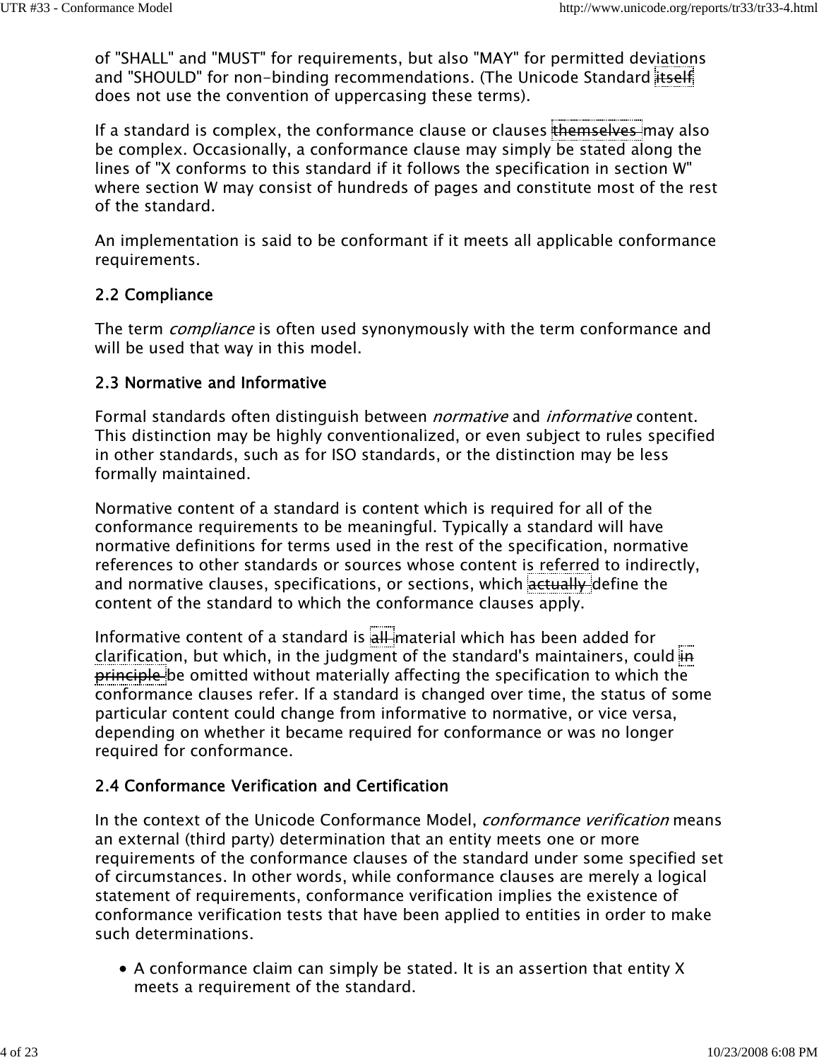of "SHALL" and "MUST" for requirements, but also "MAY" for permitted deviations and "SHOULD" for non-binding recommendations. (The Unicode Standard itself does not use the convention of uppercasing these terms).

If a standard is complex, the conformance clause or clauses themselves may also be complex. Occasionally, a conformance clause may simply be stated along the lines of "X conforms to this standard if it follows the specification in section W" where section W may consist of hundreds of pages and constitute most of the rest of the standard.

An implementation is said to be conformant if it meets all applicable conformance requirements.

### 2.2 Compliance

The term *compliance* is often used synonymously with the term conformance and will be used that way in this model.

### 2.3 Normative and Informative

Formal standards often distinguish between *normative* and *informative* content. This distinction may be highly conventionalized, or even subject to rules specified in other standards, such as for ISO standards, or the distinction may be less formally maintained.

Normative content of a standard is content which is required for all of the conformance requirements to be meaningful. Typically a standard will have normative definitions for terms used in the rest of the specification, normative references to other standards or sources whose content is referred to indirectly, and normative clauses, specifications, or sections, which actually define the content of the standard to which the conformance clauses apply.

Informative content of a standard is all material which has been added for clarification, but which, in the judgment of the standard's maintainers, could in principle be omitted without materially affecting the specification to which the conformance clauses refer. If a standard is changed over time, the status of some particular content could change from informative to normative, or vice versa, depending on whether it became required for conformance or was no longer required for conformance.

### 2.4 Conformance Verification and Certification

In the context of the Unicode Conformance Model, *conformance verification* means an external (third party) determination that an entity meets one or more requirements of the conformance clauses of the standard under some specified set of circumstances. In other words, while conformance clauses are merely a logical statement of requirements, conformance verification implies the existence of conformance verification tests that have been applied to entities in order to make such determinations.

- A conformance claim can simply be stated. It is an assertion that entity X meets a requirement of the standard.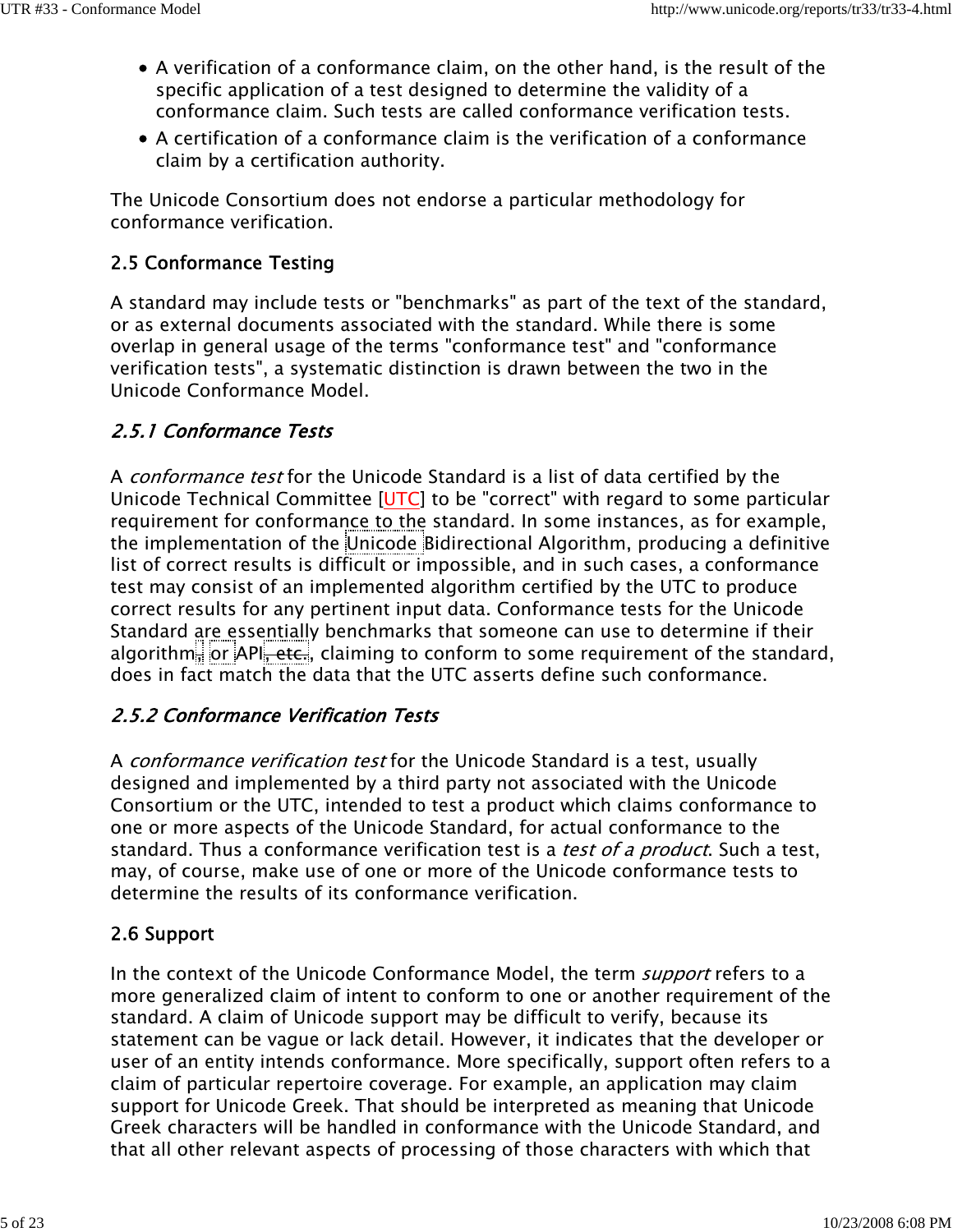- A verification of a conformance claim, on the other hand, is the result of the specific application of a test designed to determine the validity of a conformance claim. Such tests are called conformance verification tests.
- A certification of a conformance claim is the verification of a conformance claim by a certification authority.

The Unicode Consortium does not endorse a particular methodology for conformance verification.

### 2.5 Conformance Testing

A standard may include tests or "benchmarks" as part of the text of the standard, or as external documents associated with the standard. While there is some overlap in general usage of the terms "conformance test" and "conformance verification tests", a systematic distinction is drawn between the two in the Unicode Conformance Model.

#### *2.5.1 Conformance Tests*

A *conformance test* for the Unicode Standard is a list of data certified by the Unicode Technical Committee [UTC] to be "correct" with regard to some particular requirement for conformance to the standard. In some instances, as for example, the implementation of the Unicode Bidirectional Algorithm, producing a definitive list of correct results is difficult or impossible, and in such cases, a conformance test may consist of an implemented algorithm certified by the UTC to produce correct results for any pertinent input data. Conformance tests for the Unicode Standard are essentially benchmarks that someone can use to determine if their algorithm, or API, etc., claiming to conform to some requirement of the standard, does in fact match the data that the UTC asserts define such conformance.

#### *2.5.2 Conformance Verification Tests*

A *conformance verification test* for the Unicode Standard is a test, usually designed and implemented by a third party not associated with the Unicode Consortium or the UTC, intended to test a product which claims conformance to one or more aspects of the Unicode Standard, for actual conformance to the standard. Thus a conformance verification test is a *test of a product*. Such a test, may, of course, make use of one or more of the Unicode conformance tests to determine the results of its conformance verification.

### 2.6 Support

In the context of the Unicode Conformance Model, the term *support* refers to a more generalized claim of intent to conform to one or another requirement of the standard. A claim of Unicode support may be difficult to verify, because its statement can be vague or lack detail. However, it indicates that the developer or user of an entity intends conformance. More specifically, support often refers to a claim of particular repertoire coverage. For example, an application may claim support for Unicode Greek. That should be interpreted as meaning that Unicode Greek characters will be handled in conformance with the Unicode Standard, and that all other relevant aspects of processing of those characters with which that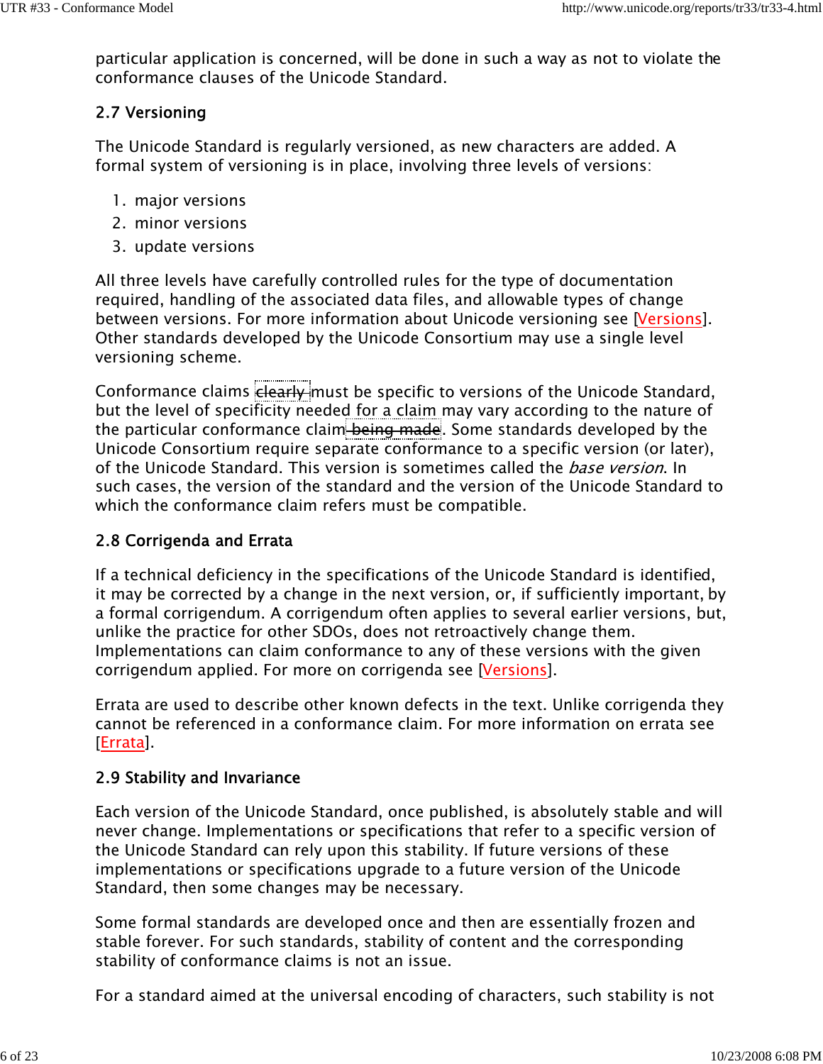particular application is concerned, will be done in such a way as not to violate the conformance clauses of the Unicode Standard.

### 2.7 Versioning

The Unicode Standard is regularly versioned, as new characters are added. A formal system of versioning is in place, involving three levels of versions:

1. major versions
2. minor versions
3. update versions

All three levels have carefully controlled rules for the type of documentation required, handling of the associated data files, and allowable types of change between versions. For more information about Unicode versioning see [Versions]. Other standards developed by the Unicode Consortium may use a single level versioning scheme.

Conformance claims ~~clearly~~ must be specific to versions of the Unicode Standard, but the level of specificity needed for a claim may vary according to the nature of the particular conformance claim ~~being made~~. Some standards developed by the Unicode Consortium require separate conformance to a specific version (or later), of the Unicode Standard. This version is sometimes called the *base version*. In such cases, the version of the standard and the version of the Unicode Standard to which the conformance claim refers must be compatible.

### 2.8 Corrigenda and Errata

If a technical deficiency in the specifications of the Unicode Standard is identified, it may be corrected by a change in the next version, or, if sufficiently important, by a formal corrigendum. A corrigendum often applies to several earlier versions, but, unlike the practice for other SDOs, does not retroactively change them. Implementations can claim conformance to any of these versions with the given corrigendum applied. For more on corrigenda see [Versions].

Errata are used to describe other known defects in the text. Unlike corrigenda they cannot be referenced in a conformance claim. For more information on errata see [Errata].

### 2.9 Stability and Invariance

Each version of the Unicode Standard, once published, is absolutely stable and will never change. Implementations or specifications that refer to a specific version of the Unicode Standard can rely upon this stability. If future versions of these implementations or specifications upgrade to a future version of the Unicode Standard, then some changes may be necessary.

Some formal standards are developed once and then are essentially frozen and stable forever. For such standards, stability of content and the corresponding stability of conformance claims is not an issue.

For a standard aimed at the universal encoding of characters, such stability is not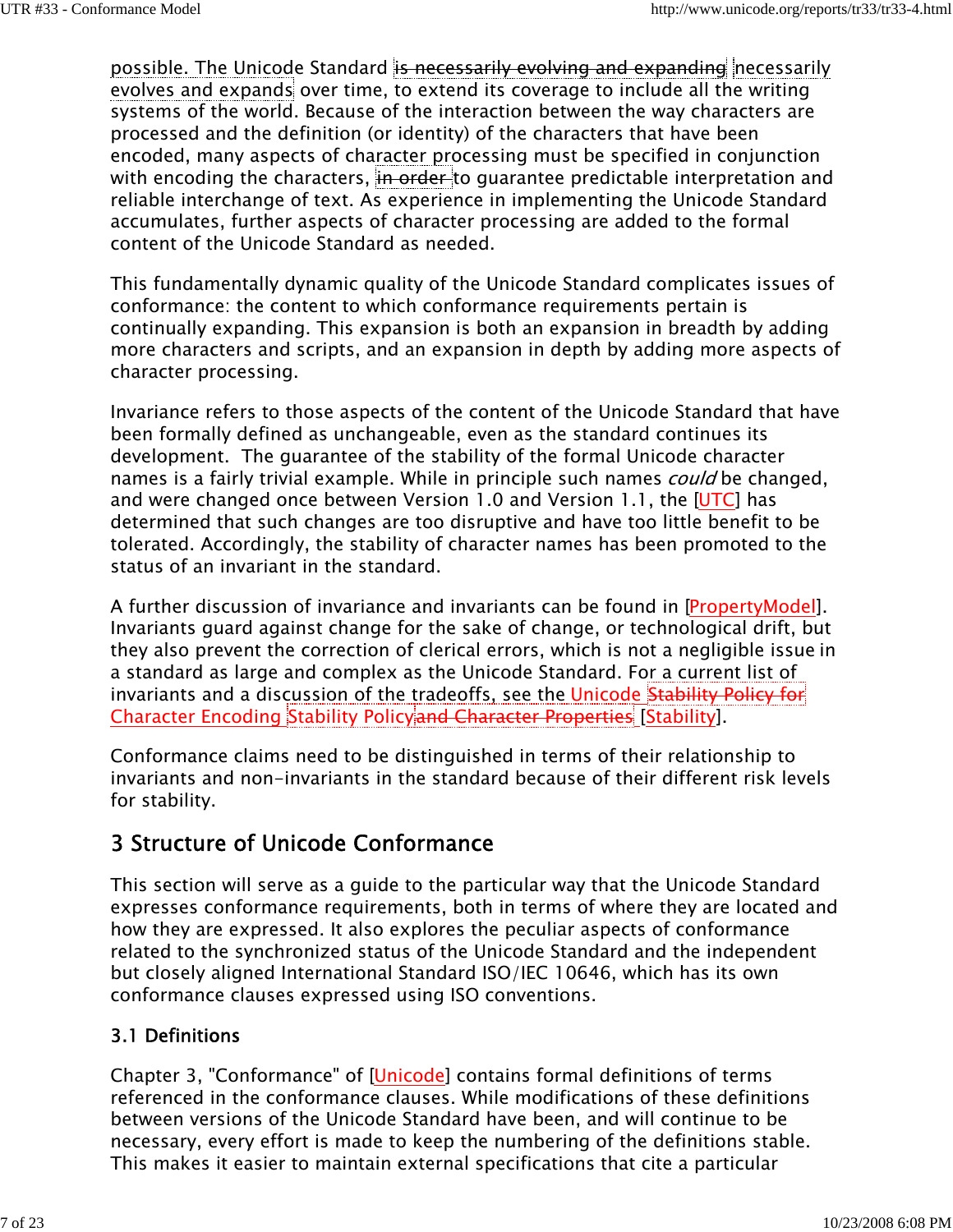possible. The Unicode Standard ~~is necessarily evolving and expanding~~ necessarily evolves and expands over time, to extend its coverage to include all the writing systems of the world. Because of the interaction between the way characters are processed and the definition (or identity) of the characters that have been encoded, many aspects of character processing must be specified in conjunction with encoding the characters, ~~in order~~ to guarantee predictable interpretation and reliable interchange of text. As experience in implementing the Unicode Standard accumulates, further aspects of character processing are added to the formal content of the Unicode Standard as needed.

This fundamentally dynamic quality of the Unicode Standard complicates issues of conformance: the content to which conformance requirements pertain is continually expanding. This expansion is both an expansion in breadth by adding more characters and scripts, and an expansion in depth by adding more aspects of character processing.

Invariance refers to those aspects of the content of the Unicode Standard that have been formally defined as unchangeable, even as the standard continues its development. The guarantee of the stability of the formal Unicode character names is a fairly trivial example. While in principle such names *could* be changed, and were changed once between Version 1.0 and Version 1.1, the [UTC] has determined that such changes are too disruptive and have too little benefit to be tolerated. Accordingly, the stability of character names has been promoted to the status of an invariant in the standard.

A further discussion of invariance and invariants can be found in [PropertyModel]. Invariants guard against change for the sake of change, or technological drift, but they also prevent the correction of clerical errors, which is not a negligible issue in a standard as large and complex as the Unicode Standard. For a current list of invariants and a discussion of the tradeoffs, see the Unicode ~~Stability Policy for~~ Character Encoding Stability Policy~~and Character Properties~~ [Stability].

Conformance claims need to be distinguished in terms of their relationship to invariants and non-invariants in the standard because of their different risk levels for stability.

## 3 Structure of Unicode Conformance

This section will serve as a guide to the particular way that the Unicode Standard expresses conformance requirements, both in terms of where they are located and how they are expressed. It also explores the peculiar aspects of conformance related to the synchronized status of the Unicode Standard and the independent but closely aligned International Standard ISO/IEC 10646, which has its own conformance clauses expressed using ISO conventions.

### 3.1 Definitions

Chapter 3, "Conformance" of [Unicode] contains formal definitions of terms referenced in the conformance clauses. While modifications of these definitions between versions of the Unicode Standard have been, and will continue to be necessary, every effort is made to keep the numbering of the definitions stable. This makes it easier to maintain external specifications that cite a particular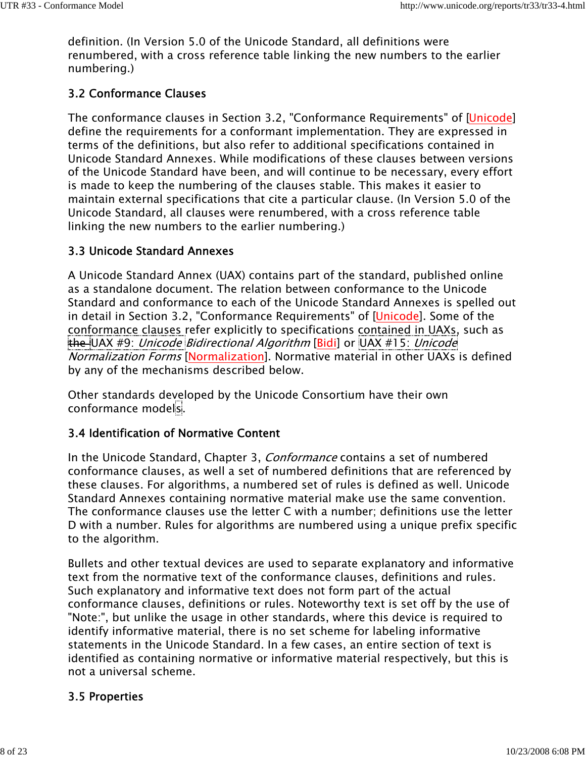definition. (In Version 5.0 of the Unicode Standard, all definitions were renumbered, with a cross reference table linking the new numbers to the earlier numbering.)

### 3.2 Conformance Clauses

The conformance clauses in Section 3.2, "Conformance Requirements" of [Unicode] define the requirements for a conformant implementation. They are expressed in terms of the definitions, but also refer to additional specifications contained in Unicode Standard Annexes. While modifications of these clauses between versions of the Unicode Standard have been, and will continue to be necessary, every effort is made to keep the numbering of the clauses stable. This makes it easier to maintain external specifications that cite a particular clause. (In Version 5.0 of the Unicode Standard, all clauses were renumbered, with a cross reference table linking the new numbers to the earlier numbering.)

### 3.3 Unicode Standard Annexes

A Unicode Standard Annex (UAX) contains part of the standard, published online as a standalone document. The relation between conformance to the Unicode Standard and conformance to each of the Unicode Standard Annexes is spelled out in detail in Section 3.2, "Conformance Requirements" of [Unicode]. Some of the conformance clauses refer explicitly to specifications contained in UAXs, such as ~~the~~ UAX #9: *Unicode Bidirectional Algorithm* [Bidi] or UAX #15: *Unicode Normalization Forms* [Normalization]. Normative material in other UAXs is defined by any of the mechanisms described below.

Other standards developed by the Unicode Consortium have their own conformance models.

### 3.4 Identification of Normative Content

In the Unicode Standard, Chapter 3, *Conformance* contains a set of numbered conformance clauses, as well a set of numbered definitions that are referenced by these clauses. For algorithms, a numbered set of rules is defined as well. Unicode Standard Annexes containing normative material make use the same convention. The conformance clauses use the letter C with a number; definitions use the letter D with a number. Rules for algorithms are numbered using a unique prefix specific to the algorithm.

Bullets and other textual devices are used to separate explanatory and informative text from the normative text of the conformance clauses, definitions and rules. Such explanatory and informative text does not form part of the actual conformance clauses, definitions or rules. Noteworthy text is set off by the use of "Note:", but unlike the usage in other standards, where this device is required to identify informative material, there is no set scheme for labeling informative statements in the Unicode Standard. In a few cases, an entire section of text is identified as containing normative or informative material respectively, but this is not a universal scheme.

### 3.5 Properties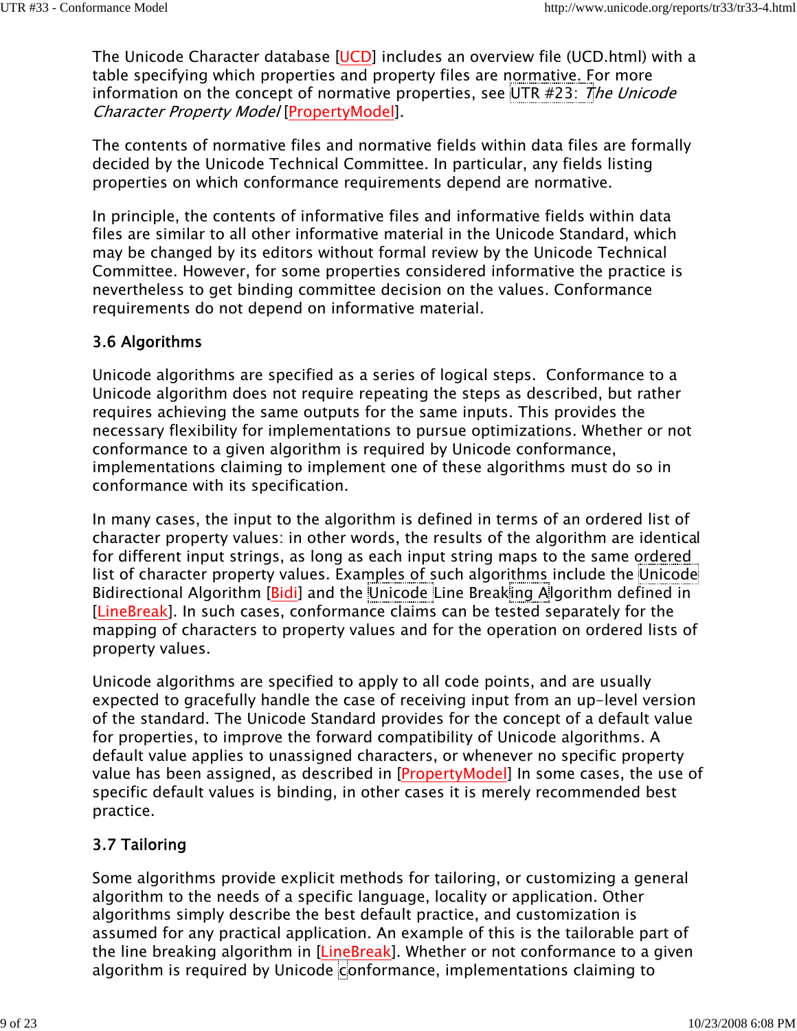The Unicode Character database [UCD] includes an overview file (UCD.html) with a table specifying which properties and property files are normative. For more information on the concept of normative properties, see UTR #23: *The Unicode Character Property Model* [PropertyModel].

The contents of normative files and normative fields within data files are formally decided by the Unicode Technical Committee. In particular, any fields listing properties on which conformance requirements depend are normative.

In principle, the contents of informative files and informative fields within data files are similar to all other informative material in the Unicode Standard, which may be changed by its editors without formal review by the Unicode Technical Committee. However, for some properties considered informative the practice is nevertheless to get binding committee decision on the values. Conformance requirements do not depend on informative material.

### 3.6 Algorithms

Unicode algorithms are specified as a series of logical steps. Conformance to a Unicode algorithm does not require repeating the steps as described, but rather requires achieving the same outputs for the same inputs. This provides the necessary flexibility for implementations to pursue optimizations. Whether or not conformance to a given algorithm is required by Unicode conformance, implementations claiming to implement one of these algorithms must do so in conformance with its specification.

In many cases, the input to the algorithm is defined in terms of an ordered list of character property values: in other words, the results of the algorithm are identical for different input strings, as long as each input string maps to the same ordered list of character property values. Examples of such algorithms include the Unicode Bidirectional Algorithm [Bidi] and the Unicode Line Breaking Algorithm defined in [LineBreak]. In such cases, conformance claims can be tested separately for the mapping of characters to property values and for the operation on ordered lists of property values.

Unicode algorithms are specified to apply to all code points, and are usually expected to gracefully handle the case of receiving input from an up-level version of the standard. The Unicode Standard provides for the concept of a default value for properties, to improve the forward compatibility of Unicode algorithms. A default value applies to unassigned characters, or whenever no specific property value has been assigned, as described in [PropertyModel] In some cases, the use of specific default values is binding, in other cases it is merely recommended best practice.

### 3.7 Tailoring

Some algorithms provide explicit methods for tailoring, or customizing a general algorithm to the needs of a specific language, locality or application. Other algorithms simply describe the best default practice, and customization is assumed for any practical application. An example of this is the tailorable part of the line breaking algorithm in [LineBreak]. Whether or not conformance to a given algorithm is required by Unicode conformance, implementations claiming to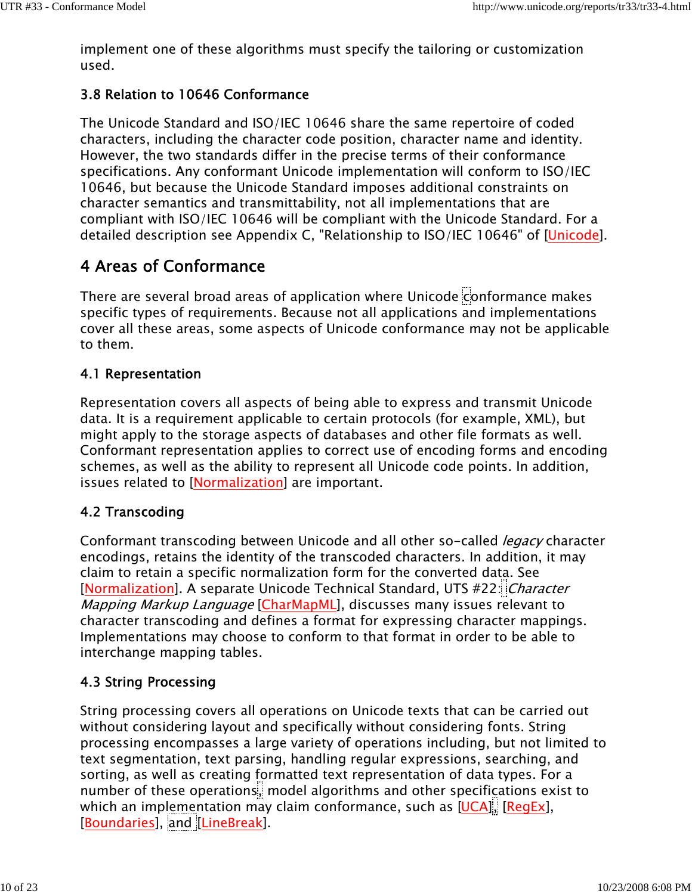implement one of these algorithms must specify the tailoring or customization used.

### 3.8 Relation to 10646 Conformance

The Unicode Standard and ISO/IEC 10646 share the same repertoire of coded characters, including the character code position, character name and identity. However, the two standards differ in the precise terms of their conformance specifications. Any conformant Unicode implementation will conform to ISO/IEC 10646, but because the Unicode Standard imposes additional constraints on character semantics and transmittability, not all implementations that are compliant with ISO/IEC 10646 will be compliant with the Unicode Standard. For a detailed description see Appendix C, "Relationship to ISO/IEC 10646" of [Unicode].

## 4 Areas of Conformance

There are several broad areas of application where Unicode conformance makes specific types of requirements. Because not all applications and implementations cover all these areas, some aspects of Unicode conformance may not be applicable to them.

### 4.1 Representation

Representation covers all aspects of being able to express and transmit Unicode data. It is a requirement applicable to certain protocols (for example, XML), but might apply to the storage aspects of databases and other file formats as well. Conformant representation applies to correct use of encoding forms and encoding schemes, as well as the ability to represent all Unicode code points. In addition, issues related to [Normalization] are important.

### 4.2 Transcoding

Conformant transcoding between Unicode and all other so-called *legacy* character encodings, retains the identity of the transcoded characters. In addition, it may claim to retain a specific normalization form for the converted data. See [Normalization]. A separate Unicode Technical Standard, UTS #22: *Character Mapping Markup Language* [CharMapML], discusses many issues relevant to character transcoding and defines a format for expressing character mappings. Implementations may choose to conform to that format in order to be able to interchange mapping tables.

### 4.3 String Processing

String processing covers all operations on Unicode texts that can be carried out without considering layout and specifically without considering fonts. String processing encompasses a large variety of operations including, but not limited to text segmentation, text parsing, handling regular expressions, searching, and sorting, as well as creating formatted text representation of data types. For a number of these operations, model algorithms and other specifications exist to which an implementation may claim conformance, such as [UCA], [RegEx], [Boundaries], and [LineBreak].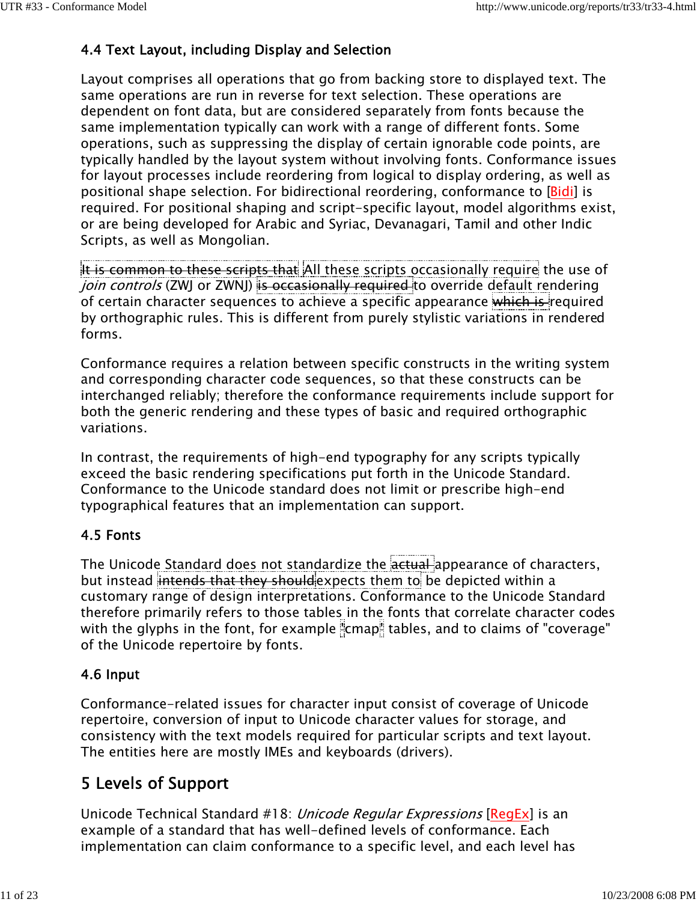### 4.4 Text Layout, including Display and Selection

Layout comprises all operations that go from backing store to displayed text. The same operations are run in reverse for text selection. These operations are dependent on font data, but are considered separately from fonts because the same implementation typically can work with a range of different fonts. Some operations, such as suppressing the display of certain ignorable code points, are typically handled by the layout system without involving fonts. Conformance issues for layout processes include reordering from logical to display ordering, as well as positional shape selection. For bidirectional reordering, conformance to [Bidi] is required. For positional shaping and script-specific layout, model algorithms exist, or are being developed for Arabic and Syriac, Devanagari, Tamil and other Indic Scripts, as well as Mongolian.

~~It is common to these scripts that~~ All these scripts occasionally require the use of *join controls* (ZWJ or ZWNJ) ~~is occasionally required~~ to override default rendering of certain character sequences to achieve a specific appearance ~~which is~~ required by orthographic rules. This is different from purely stylistic variations in rendered forms.

Conformance requires a relation between specific constructs in the writing system and corresponding character code sequences, so that these constructs can be interchanged reliably; therefore the conformance requirements include support for both the generic rendering and these types of basic and required orthographic variations.

In contrast, the requirements of high-end typography for any scripts typically exceed the basic rendering specifications put forth in the Unicode Standard. Conformance to the Unicode standard does not limit or prescribe high-end typographical features that an implementation can support.

### 4.5 Fonts

The Unicode Standard does not standardize the ~~actual~~ appearance of characters, but instead ~~intends that they should~~ expects them to be depicted within a customary range of design interpretations. Conformance to the Unicode Standard therefore primarily refers to those tables in the fonts that correlate character codes with the glyphs in the font, for example "cmap" tables, and to claims of "coverage" of the Unicode repertoire by fonts.

### 4.6 Input

Conformance-related issues for character input consist of coverage of Unicode repertoire, conversion of input to Unicode character values for storage, and consistency with the text models required for particular scripts and text layout. The entities here are mostly IMEs and keyboards (drivers).

## 5 Levels of Support

Unicode Technical Standard #18: *Unicode Regular Expressions* [RegEx] is an example of a standard that has well-defined levels of conformance. Each implementation can claim conformance to a specific level, and each level has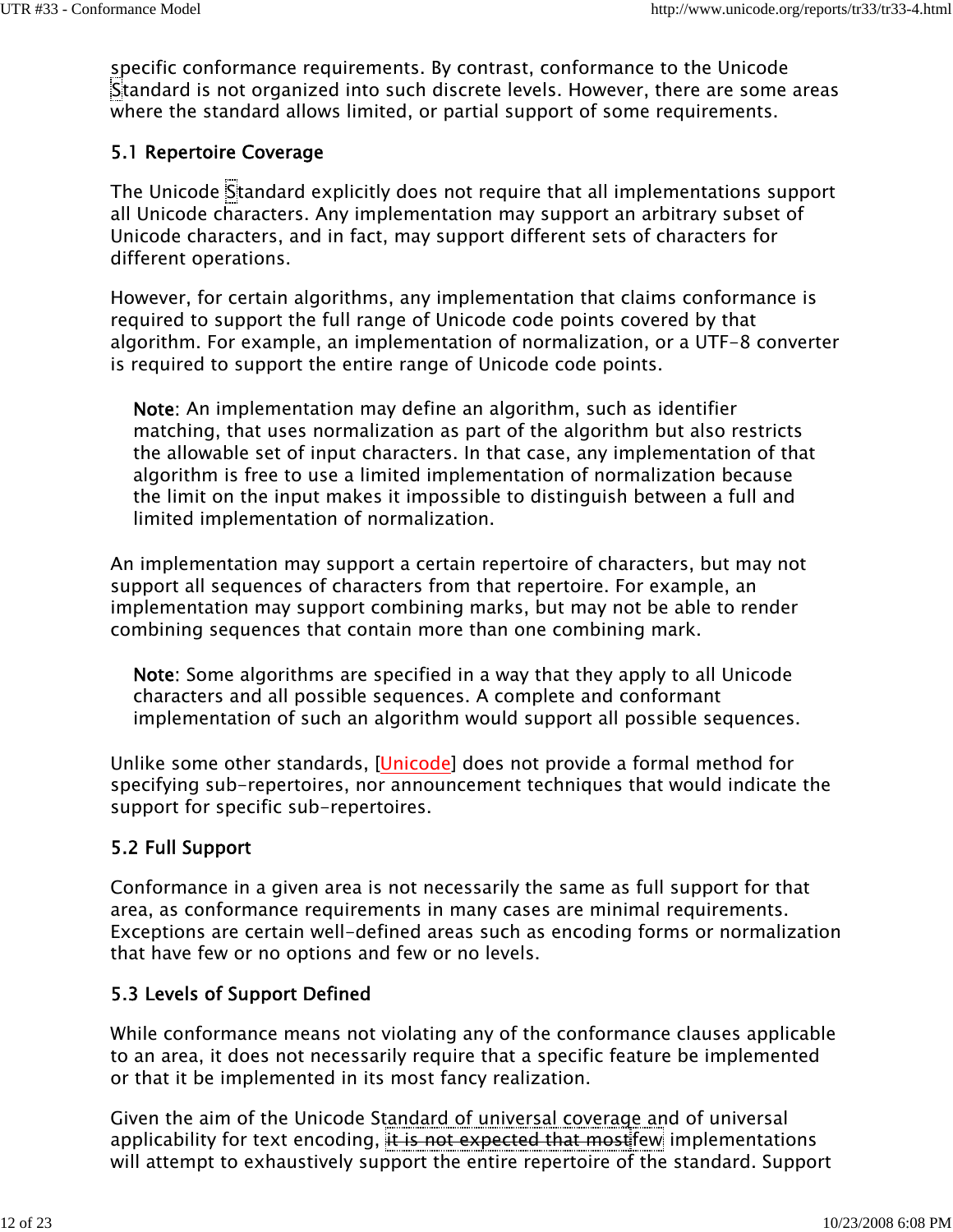specific conformance requirements. By contrast, conformance to the Unicode Standard is not organized into such discrete levels. However, there are some areas where the standard allows limited, or partial support of some requirements.

### 5.1 Repertoire Coverage

The Unicode Standard explicitly does not require that all implementations support all Unicode characters. Any implementation may support an arbitrary subset of Unicode characters, and in fact, may support different sets of characters for different operations.

However, for certain algorithms, any implementation that claims conformance is required to support the full range of Unicode code points covered by that algorithm. For example, an implementation of normalization, or a UTF-8 converter is required to support the entire range of Unicode code points.

> **Note**: An implementation may define an algorithm, such as identifier matching, that uses normalization as part of the algorithm but also restricts the allowable set of input characters. In that case, any implementation of that algorithm is free to use a limited implementation of normalization because the limit on the input makes it impossible to distinguish between a full and limited implementation of normalization.

An implementation may support a certain repertoire of characters, but may not support all sequences of characters from that repertoire. For example, an implementation may support combining marks, but may not be able to render combining sequences that contain more than one combining mark.

> **Note**: Some algorithms are specified in a way that they apply to all Unicode characters and all possible sequences. A complete and conformant implementation of such an algorithm would support all possible sequences.

Unlike some other standards, [Unicode] does not provide a formal method for specifying sub-repertoires, nor announcement techniques that would indicate the support for specific sub-repertoires.

### 5.2 Full Support

Conformance in a given area is not necessarily the same as full support for that area, as conformance requirements in many cases are minimal requirements. Exceptions are certain well-defined areas such as encoding forms or normalization that have few or no options and few or no levels.

### 5.3 Levels of Support Defined

While conformance means not violating any of the conformance clauses applicable to an area, it does not necessarily require that a specific feature be implemented or that it be implemented in its most fancy realization.

Given the aim of the Unicode Standard of universal coverage and of universal applicability for text encoding, ~~it is not expected that most~~few implementations will attempt to exhaustively support the entire repertoire of the standard. Support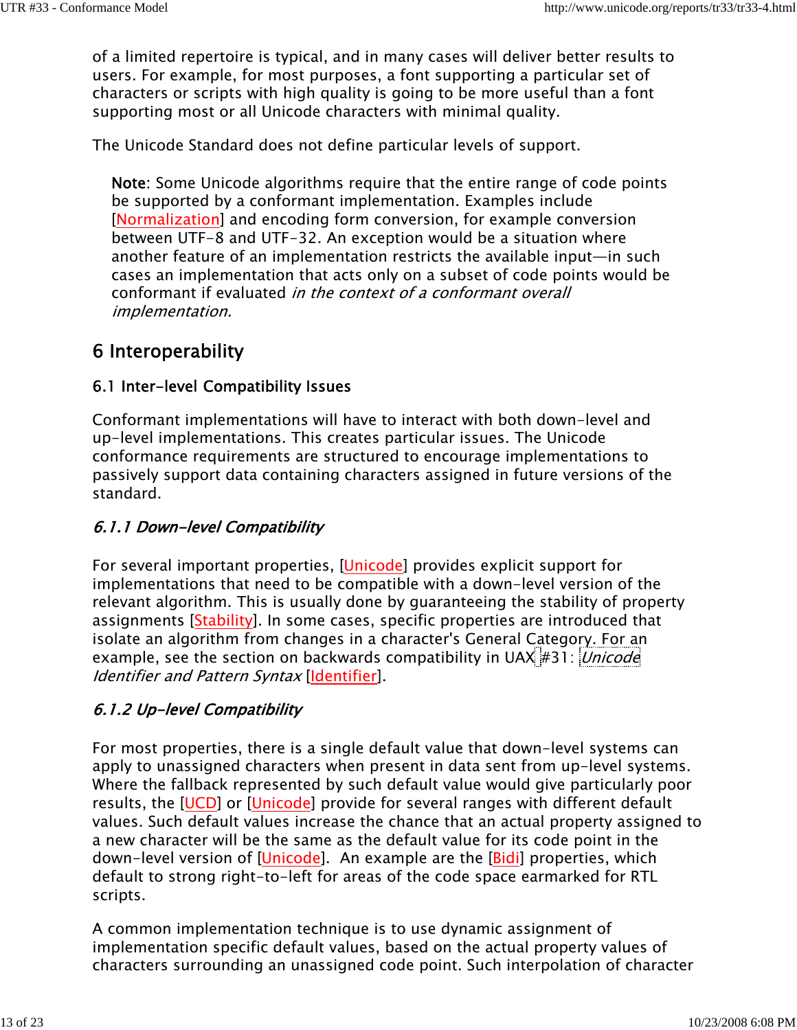of a limited repertoire is typical, and in many cases will deliver better results to users. For example, for most purposes, a font supporting a particular set of characters or scripts with high quality is going to be more useful than a font supporting most or all Unicode characters with minimal quality.

The Unicode Standard does not define particular levels of support.

> **Note**: Some Unicode algorithms require that the entire range of code points be supported by a conformant implementation. Examples include [Normalization] and encoding form conversion, for example conversion between UTF-8 and UTF-32. An exception would be a situation where another feature of an implementation restricts the available input—in such cases an implementation that acts only on a subset of code points would be conformant if evaluated *in the context of a conformant overall implementation.*

## 6 Interoperability

### 6.1 Inter-level Compatibility Issues

Conformant implementations will have to interact with both down-level and up-level implementations. This creates particular issues. The Unicode conformance requirements are structured to encourage implementations to passively support data containing characters assigned in future versions of the standard.

#### *6.1.1 Down-level Compatibility*

For several important properties, [Unicode] provides explicit support for implementations that need to be compatible with a down-level version of the relevant algorithm. This is usually done by guaranteeing the stability of property assignments [Stability]. In some cases, specific properties are introduced that isolate an algorithm from changes in a character's General Category. For an example, see the section on backwards compatibility in UAX #31: *Unicode Identifier and Pattern Syntax* [Identifier].

#### *6.1.2 Up-level Compatibility*

For most properties, there is a single default value that down-level systems can apply to unassigned characters when present in data sent from up-level systems. Where the fallback represented by such default value would give particularly poor results, the [UCD] or [Unicode] provide for several ranges with different default values. Such default values increase the chance that an actual property assigned to a new character will be the same as the default value for its code point in the down-level version of [Unicode]. An example are the [Bidi] properties, which default to strong right-to-left for areas of the code space earmarked for RTL scripts.

A common implementation technique is to use dynamic assignment of implementation specific default values, based on the actual property values of characters surrounding an unassigned code point. Such interpolation of character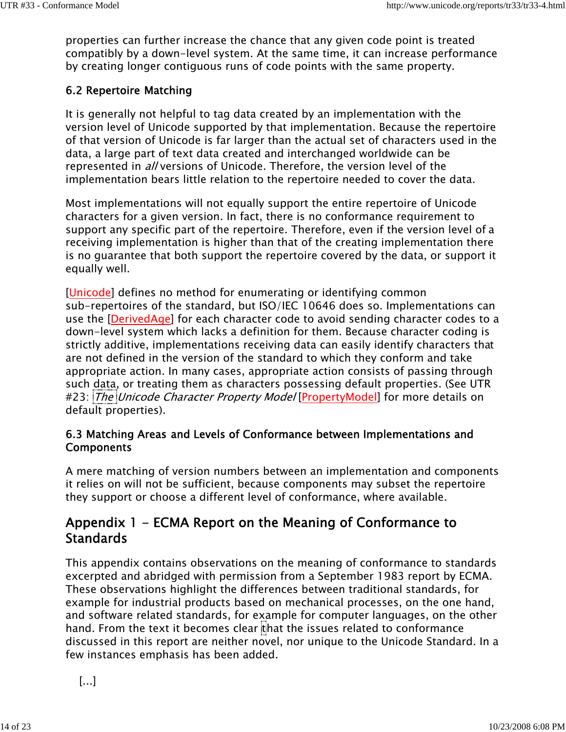properties can further increase the chance that any given code point is treated compatibly by a down-level system. At the same time, it can increase performance by creating longer contiguous runs of code points with the same property.

### 6.2 Repertoire Matching

It is generally not helpful to tag data created by an implementation with the version level of Unicode supported by that implementation. Because the repertoire of that version of Unicode is far larger than the actual set of characters used in the data, a large part of text data created and interchanged worldwide can be represented in *all* versions of Unicode. Therefore, the version level of the implementation bears little relation to the repertoire needed to cover the data.

Most implementations will not equally support the entire repertoire of Unicode characters for a given version. In fact, there is no conformance requirement to support any specific part of the repertoire. Therefore, even if the version level of a receiving implementation is higher than that of the creating implementation there is no guarantee that both support the repertoire covered by the data, or support it equally well.

[Unicode] defines no method for enumerating or identifying common sub-repertoires of the standard, but ISO/IEC 10646 does so. Implementations can use the [DerivedAge] for each character code to avoid sending character codes to a down-level system which lacks a definition for them. Because character coding is strictly additive, implementations receiving data can easily identify characters that are not defined in the version of the standard to which they conform and take appropriate action. In many cases, appropriate action consists of passing through such data, or treating them as characters possessing default properties. (See UTR #23: *The Unicode Character Property Model* [PropertyModel] for more details on default properties).

### 6.3 Matching Areas and Levels of Conformance between Implementations and Components

A mere matching of version numbers between an implementation and components it relies on will not be sufficient, because components may subset the repertoire they support or choose a different level of conformance, where available.

## Appendix 1 - ECMA Report on the Meaning of Conformance to Standards

This appendix contains observations on the meaning of conformance to standards excerpted and abridged with permission from a September 1983 report by ECMA. These observations highlight the differences between traditional standards, for example for industrial products based on mechanical processes, on the one hand, and software related standards, for example for computer languages, on the other hand. From the text it becomes clear that the issues related to conformance discussed in this report are neither novel, nor unique to the Unicode Standard. In a few instances emphasis has been added.

[...]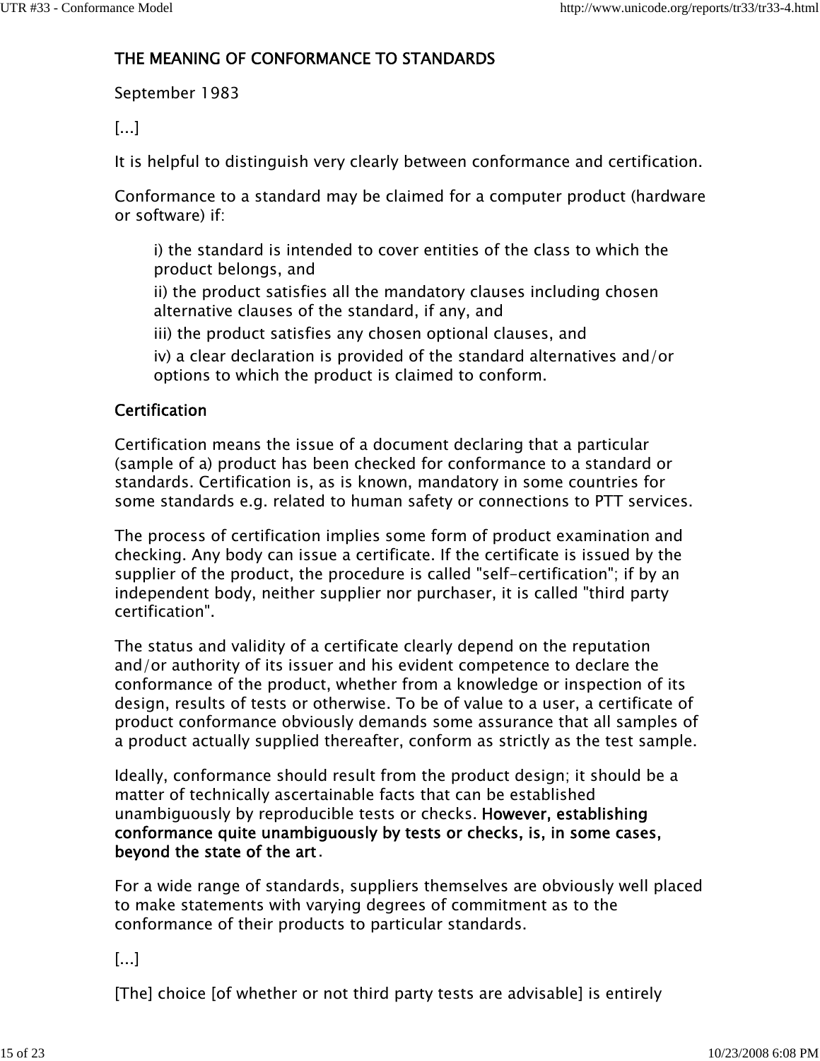**THE MEANING OF CONFORMANCE TO STANDARDS**

September 1983

[...]

It is helpful to distinguish very clearly between conformance and certification.

Conformance to a standard may be claimed for a computer product (hardware or software) if:

> i) the standard is intended to cover entities of the class to which the product belongs, and
>
> ii) the product satisfies all the mandatory clauses including chosen alternative clauses of the standard, if any, and
>
> iii) the product satisfies any chosen optional clauses, and
>
> iv) a clear declaration is provided of the standard alternatives and/or options to which the product is claimed to conform.

**Certification**

Certification means the issue of a document declaring that a particular (sample of a) product has been checked for conformance to a standard or standards. Certification is, as is known, mandatory in some countries for some standards e.g. related to human safety or connections to PTT services.

The process of certification implies some form of product examination and checking. Any body can issue a certificate. If the certificate is issued by the supplier of the product, the procedure is called "self-certification"; if by an independent body, neither supplier nor purchaser, it is called "third party certification".

The status and validity of a certificate clearly depend on the reputation and/or authority of its issuer and his evident competence to declare the conformance of the product, whether from a knowledge or inspection of its design, results of tests or otherwise. To be of value to a user, a certificate of product conformance obviously demands some assurance that all samples of a product actually supplied thereafter, conform as strictly as the test sample.

Ideally, conformance should result from the product design; it should be a matter of technically ascertainable facts that can be established unambiguously by reproducible tests or checks. **However, establishing conformance quite unambiguously by tests or checks, is, in some cases, beyond the state of the art**.

For a wide range of standards, suppliers themselves are obviously well placed to make statements with varying degrees of commitment as to the conformance of their products to particular standards.

[...]

[The] choice [of whether or not third party tests are advisable] is entirely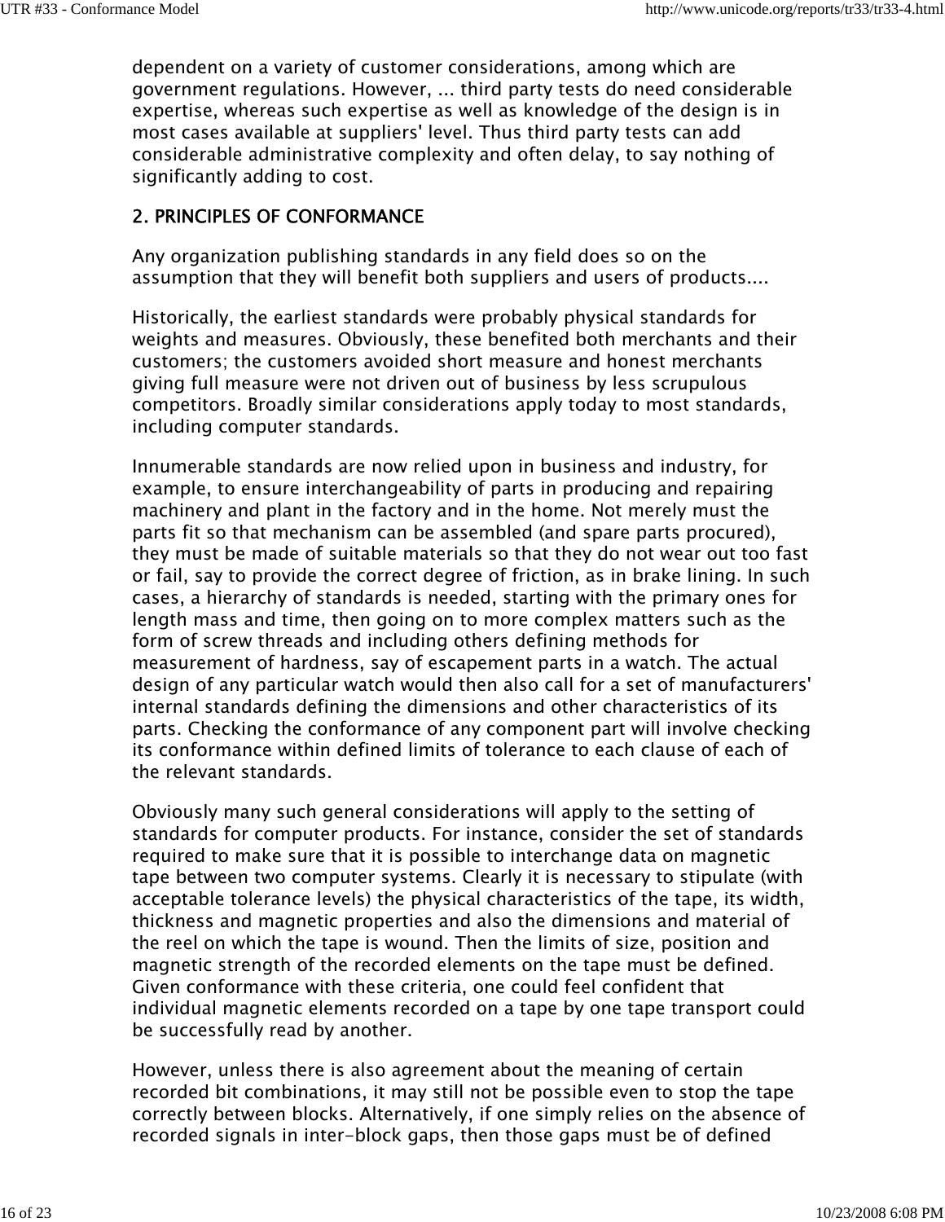dependent on a variety of customer considerations, among which are government regulations. However, ... third party tests do need considerable expertise, whereas such expertise as well as knowledge of the design is in most cases available at suppliers' level. Thus third party tests can add considerable administrative complexity and often delay, to say nothing of significantly adding to cost.

## 2. PRINCIPLES OF CONFORMANCE

Any organization publishing standards in any field does so on the assumption that they will benefit both suppliers and users of products....

Historically, the earliest standards were probably physical standards for weights and measures. Obviously, these benefited both merchants and their customers; the customers avoided short measure and honest merchants giving full measure were not driven out of business by less scrupulous competitors. Broadly similar considerations apply today to most standards, including computer standards.

Innumerable standards are now relied upon in business and industry, for example, to ensure interchangeability of parts in producing and repairing machinery and plant in the factory and in the home. Not merely must the parts fit so that mechanism can be assembled (and spare parts procured), they must be made of suitable materials so that they do not wear out too fast or fail, say to provide the correct degree of friction, as in brake lining. In such cases, a hierarchy of standards is needed, starting with the primary ones for length mass and time, then going on to more complex matters such as the form of screw threads and including others defining methods for measurement of hardness, say of escapement parts in a watch. The actual design of any particular watch would then also call for a set of manufacturers' internal standards defining the dimensions and other characteristics of its parts. Checking the conformance of any component part will involve checking its conformance within defined limits of tolerance to each clause of each of the relevant standards.

Obviously many such general considerations will apply to the setting of standards for computer products. For instance, consider the set of standards required to make sure that it is possible to interchange data on magnetic tape between two computer systems. Clearly it is necessary to stipulate (with acceptable tolerance levels) the physical characteristics of the tape, its width, thickness and magnetic properties and also the dimensions and material of the reel on which the tape is wound. Then the limits of size, position and magnetic strength of the recorded elements on the tape must be defined. Given conformance with these criteria, one could feel confident that individual magnetic elements recorded on a tape by one tape transport could be successfully read by another.

However, unless there is also agreement about the meaning of certain recorded bit combinations, it may still not be possible even to stop the tape correctly between blocks. Alternatively, if one simply relies on the absence of recorded signals in inter-block gaps, then those gaps must be of defined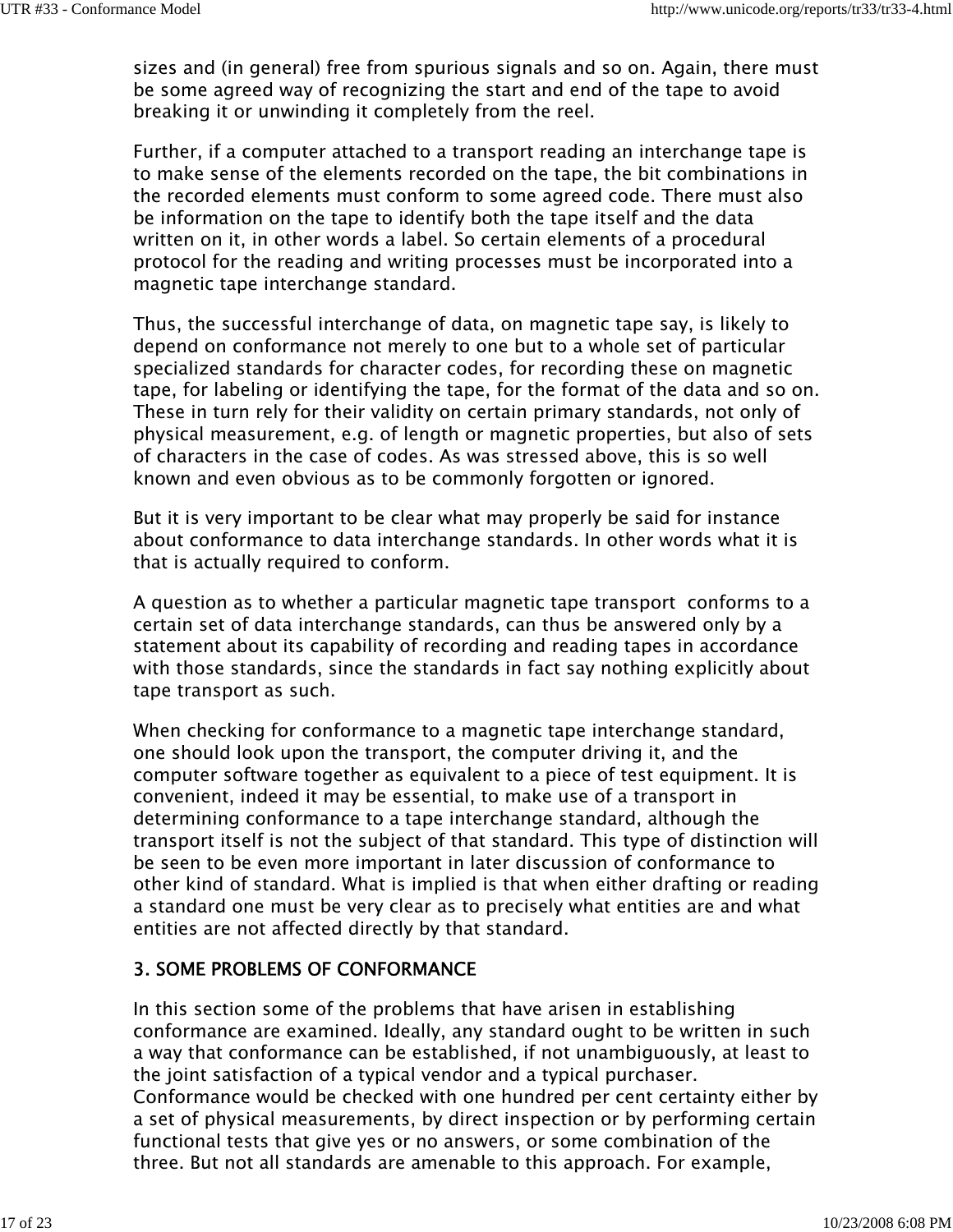sizes and (in general) free from spurious signals and so on. Again, there must be some agreed way of recognizing the start and end of the tape to avoid breaking it or unwinding it completely from the reel.

Further, if a computer attached to a transport reading an interchange tape is to make sense of the elements recorded on the tape, the bit combinations in the recorded elements must conform to some agreed code. There must also be information on the tape to identify both the tape itself and the data written on it, in other words a label. So certain elements of a procedural protocol for the reading and writing processes must be incorporated into a magnetic tape interchange standard.

Thus, the successful interchange of data, on magnetic tape say, is likely to depend on conformance not merely to one but to a whole set of particular specialized standards for character codes, for recording these on magnetic tape, for labeling or identifying the tape, for the format of the data and so on. These in turn rely for their validity on certain primary standards, not only of physical measurement, e.g. of length or magnetic properties, but also of sets of characters in the case of codes. As was stressed above, this is so well known and even obvious as to be commonly forgotten or ignored.

But it is very important to be clear what may properly be said for instance about conformance to data interchange standards. In other words what it is that is actually required to conform.

A question as to whether a particular magnetic tape transport conforms to a certain set of data interchange standards, can thus be answered only by a statement about its capability of recording and reading tapes in accordance with those standards, since the standards in fact say nothing explicitly about tape transport as such.

When checking for conformance to a magnetic tape interchange standard, one should look upon the transport, the computer driving it, and the computer software together as equivalent to a piece of test equipment. It is convenient, indeed it may be essential, to make use of a transport in determining conformance to a tape interchange standard, although the transport itself is not the subject of that standard. This type of distinction will be seen to be even more important in later discussion of conformance to other kind of standard. What is implied is that when either drafting or reading a standard one must be very clear as to precisely what entities are and what entities are not affected directly by that standard.

## 3. SOME PROBLEMS OF CONFORMANCE

In this section some of the problems that have arisen in establishing conformance are examined. Ideally, any standard ought to be written in such a way that conformance can be established, if not unambiguously, at least to the joint satisfaction of a typical vendor and a typical purchaser. Conformance would be checked with one hundred per cent certainty either by a set of physical measurements, by direct inspection or by performing certain functional tests that give yes or no answers, or some combination of the three. But not all standards are amenable to this approach. For example,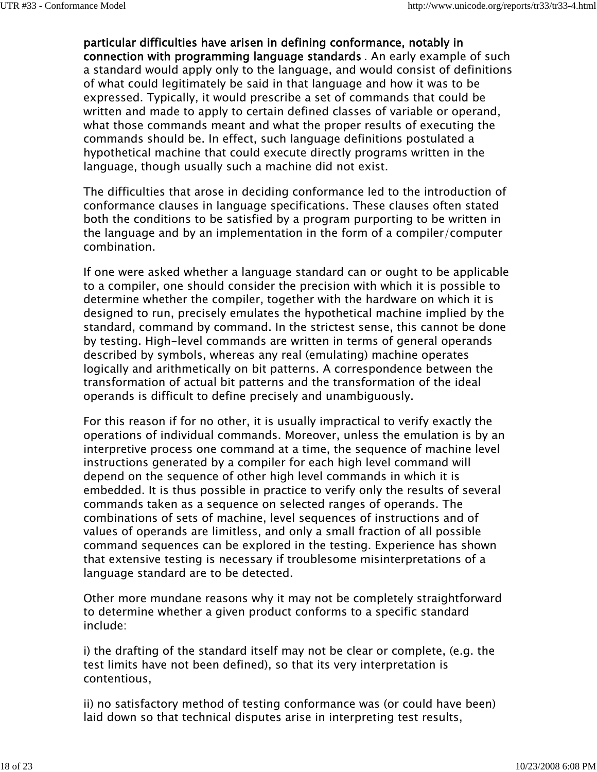**particular difficulties have arisen in defining conformance, notably in connection with programming language standards**. An early example of such a standard would apply only to the language, and would consist of definitions of what could legitimately be said in that language and how it was to be expressed. Typically, it would prescribe a set of commands that could be written and made to apply to certain defined classes of variable or operand, what those commands meant and what the proper results of executing the commands should be. In effect, such language definitions postulated a hypothetical machine that could execute directly programs written in the language, though usually such a machine did not exist.

The difficulties that arose in deciding conformance led to the introduction of conformance clauses in language specifications. These clauses often stated both the conditions to be satisfied by a program purporting to be written in the language and by an implementation in the form of a compiler/computer combination.

If one were asked whether a language standard can or ought to be applicable to a compiler, one should consider the precision with which it is possible to determine whether the compiler, together with the hardware on which it is designed to run, precisely emulates the hypothetical machine implied by the standard, command by command. In the strictest sense, this cannot be done by testing. High-level commands are written in terms of general operands described by symbols, whereas any real (emulating) machine operates logically and arithmetically on bit patterns. A correspondence between the transformation of actual bit patterns and the transformation of the ideal operands is difficult to define precisely and unambiguously.

For this reason if for no other, it is usually impractical to verify exactly the operations of individual commands. Moreover, unless the emulation is by an interpretive process one command at a time, the sequence of machine level instructions generated by a compiler for each high level command will depend on the sequence of other high level commands in which it is embedded. It is thus possible in practice to verify only the results of several commands taken as a sequence on selected ranges of operands. The combinations of sets of machine, level sequences of instructions and of values of operands are limitless, and only a small fraction of all possible command sequences can be explored in the testing. Experience has shown that extensive testing is necessary if troublesome misinterpretations of a language standard are to be detected.

Other more mundane reasons why it may not be completely straightforward to determine whether a given product conforms to a specific standard include:

i) the drafting of the standard itself may not be clear or complete, (e.g. the test limits have not been defined), so that its very interpretation is contentious,

ii) no satisfactory method of testing conformance was (or could have been) laid down so that technical disputes arise in interpreting test results,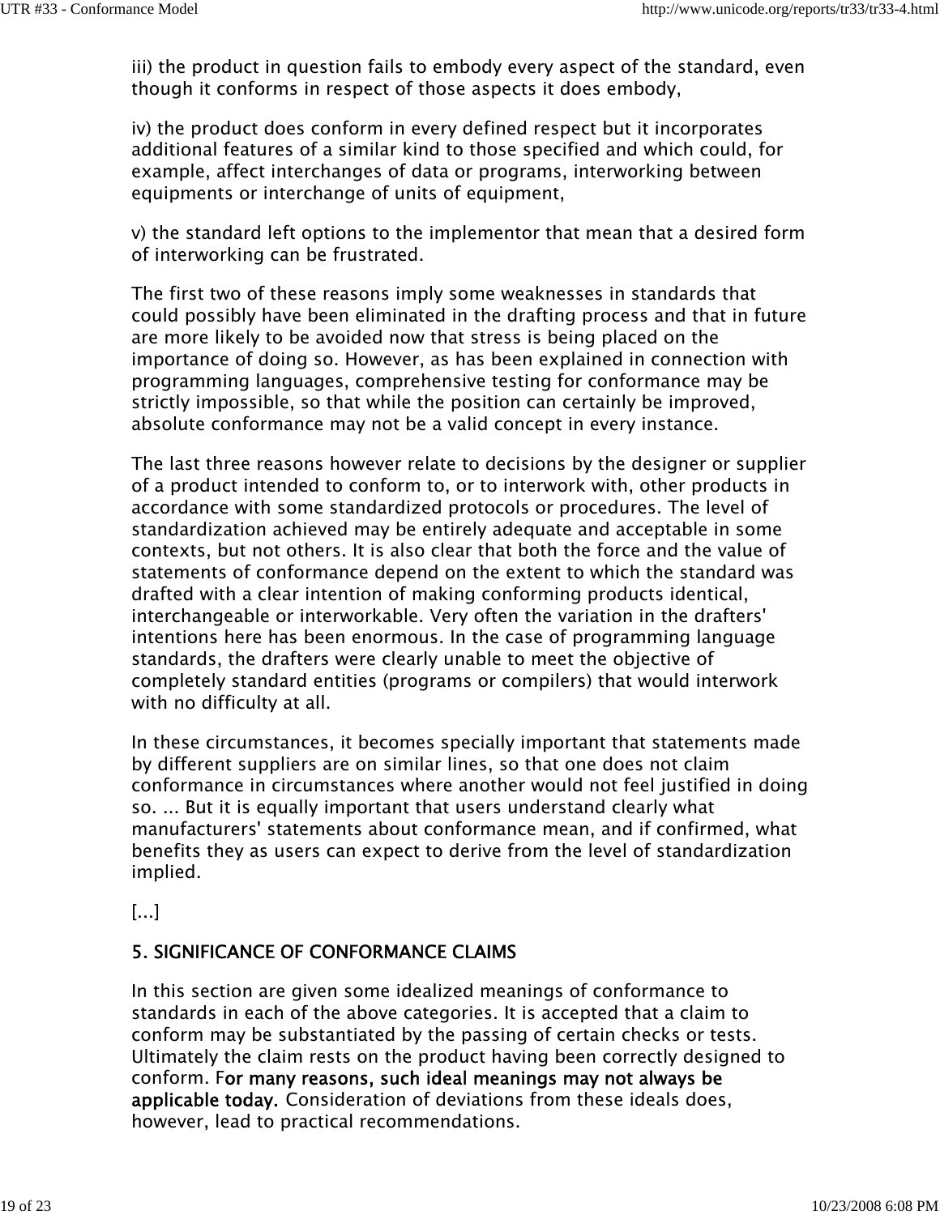iii) the product in question fails to embody every aspect of the standard, even though it conforms in respect of those aspects it does embody,

iv) the product does conform in every defined respect but it incorporates additional features of a similar kind to those specified and which could, for example, affect interchanges of data or programs, interworking between equipments or interchange of units of equipment,

v) the standard left options to the implementor that mean that a desired form of interworking can be frustrated.

The first two of these reasons imply some weaknesses in standards that could possibly have been eliminated in the drafting process and that in future are more likely to be avoided now that stress is being placed on the importance of doing so. However, as has been explained in connection with programming languages, comprehensive testing for conformance may be strictly impossible, so that while the position can certainly be improved, absolute conformance may not be a valid concept in every instance.

The last three reasons however relate to decisions by the designer or supplier of a product intended to conform to, or to interwork with, other products in accordance with some standardized protocols or procedures. The level of standardization achieved may be entirely adequate and acceptable in some contexts, but not others. It is also clear that both the force and the value of statements of conformance depend on the extent to which the standard was drafted with a clear intention of making conforming products identical, interchangeable or interworkable. Very often the variation in the drafters' intentions here has been enormous. In the case of programming language standards, the drafters were clearly unable to meet the objective of completely standard entities (programs or compilers) that would interwork with no difficulty at all.

In these circumstances, it becomes specially important that statements made by different suppliers are on similar lines, so that one does not claim conformance in circumstances where another would not feel justified in doing so. ... But it is equally important that users understand clearly what manufacturers' statements about conformance mean, and if confirmed, what benefits they as users can expect to derive from the level of standardization implied.

[...]

### 5. SIGNIFICANCE OF CONFORMANCE CLAIMS

In this section are given some idealized meanings of conformance to standards in each of the above categories. It is accepted that a claim to conform may be substantiated by the passing of certain checks or tests. Ultimately the claim rests on the product having been correctly designed to conform. F**or many reasons, such ideal meanings may not always be applicable today.** Consideration of deviations from these ideals does, however, lead to practical recommendations.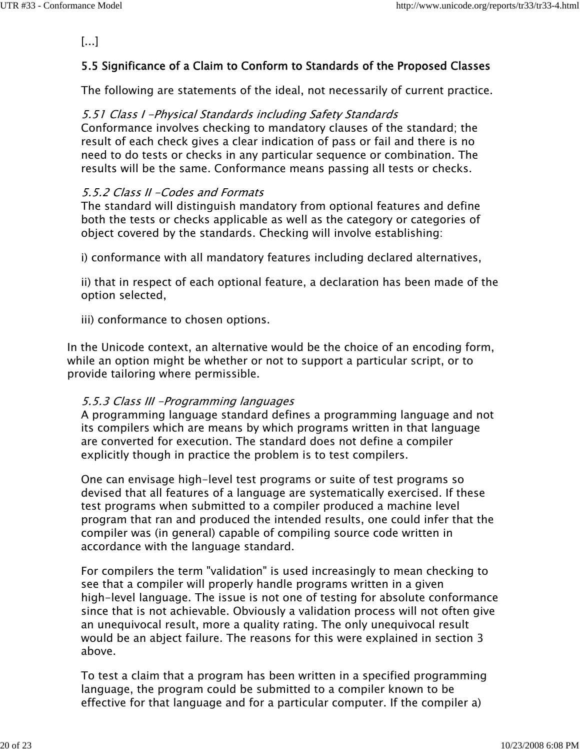[...]

## 5.5 Significance of a Claim to Conform to Standards of the Proposed Classes

The following are statements of the ideal, not necessarily of current practice.

### *5.51 Class I -Physical Standards including Safety Standards*

Conformance involves checking to mandatory clauses of the standard; the result of each check gives a clear indication of pass or fail and there is no need to do tests or checks in any particular sequence or combination. The results will be the same. Conformance means passing all tests or checks.

### *5.5.2 Class II -Codes and Formats*

The standard will distinguish mandatory from optional features and define both the tests or checks applicable as well as the category or categories of object covered by the standards. Checking will involve establishing:

i) conformance with all mandatory features including declared alternatives,

ii) that in respect of each optional feature, a declaration has been made of the option selected,

iii) conformance to chosen options.

In the Unicode context, an alternative would be the choice of an encoding form, while an option might be whether or not to support a particular script, or to provide tailoring where permissible.

### *5.5.3 Class III -Programming languages*

A programming language standard defines a programming language and not its compilers which are means by which programs written in that language are converted for execution. The standard does not define a compiler explicitly though in practice the problem is to test compilers.

One can envisage high-level test programs or suite of test programs so devised that all features of a language are systematically exercised. If these test programs when submitted to a compiler produced a machine level program that ran and produced the intended results, one could infer that the compiler was (in general) capable of compiling source code written in accordance with the language standard.

For compilers the term "validation" is used increasingly to mean checking to see that a compiler will properly handle programs written in a given high-level language. The issue is not one of testing for absolute conformance since that is not achievable. Obviously a validation process will not often give an unequivocal result, more a quality rating. The only unequivocal result would be an abject failure. The reasons for this were explained in section 3 above.

To test a claim that a program has been written in a specified programming language, the program could be submitted to a compiler known to be effective for that language and for a particular computer. If the compiler a)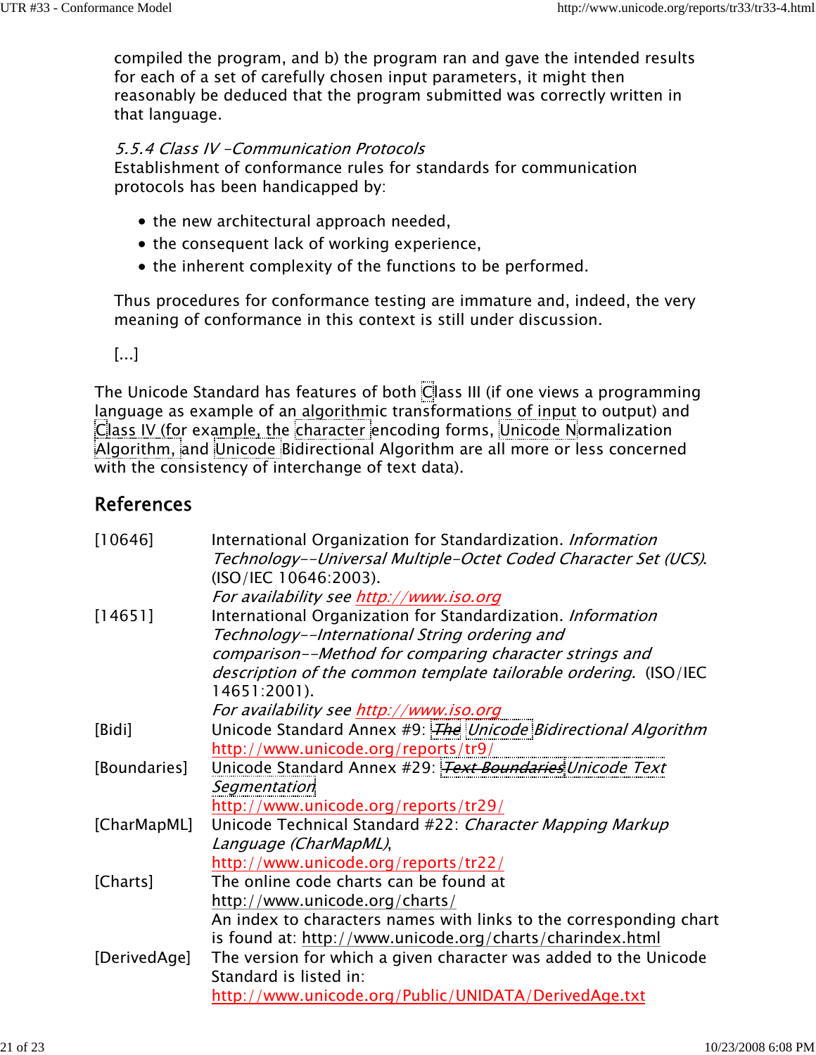compiled the program, and b) the program ran and gave the intended results for each of a set of carefully chosen input parameters, it might then reasonably be deduced that the program submitted was correctly written in that language.

*5.5.4 Class IV -Communication Protocols*
Establishment of conformance rules for standards for communication protocols has been handicapped by:

- the new architectural approach needed,
- the consequent lack of working experience,
- the inherent complexity of the functions to be performed.

Thus procedures for conformance testing are immature and, indeed, the very meaning of conformance in this context is still under discussion.

[...]

The Unicode Standard has features of both Class III (if one views a programming language as example of an algorithmic transformations of input to output) and Class IV (for example, the character encoding forms, Unicode Normalization Algorithm, and Unicode Bidirectional Algorithm are all more or less concerned with the consistency of interchange of text data).

## References

| | |
|---|---|
| [10646] | International Organization for Standardization. *Information Technology--Universal Multiple-Octet Coded Character Set (UCS).* (ISO/IEC 10646:2003).<br>*For availability see* http://www.iso.org |
| [14651] | International Organization for Standardization. *Information Technology--International String ordering and comparison--Method for comparing character strings and description of the common template tailorable ordering.* (ISO/IEC 14651:2001).<br>*For availability see* http://www.iso.org |
| [Bidi] | Unicode Standard Annex #9: *~~The~~ Unicode Bidirectional Algorithm*<br>http://www.unicode.org/reports/tr9/ |
| [Boundaries] | Unicode Standard Annex #29: *~~Text Boundaries~~ Unicode Text Segmentation*<br>http://www.unicode.org/reports/tr29/ |
| [CharMapML] | Unicode Technical Standard #22: *Character Mapping Markup Language (CharMapML)*,<br>http://www.unicode.org/reports/tr22/ |
| [Charts] | The online code charts can be found at<br>http://www.unicode.org/charts/<br>An index to characters names with links to the corresponding chart is found at: http://www.unicode.org/charts/charindex.html |
| [DerivedAge] | The version for which a given character was added to the Unicode Standard is listed in:<br>http://www.unicode.org/Public/UNIDATA/DerivedAge.txt |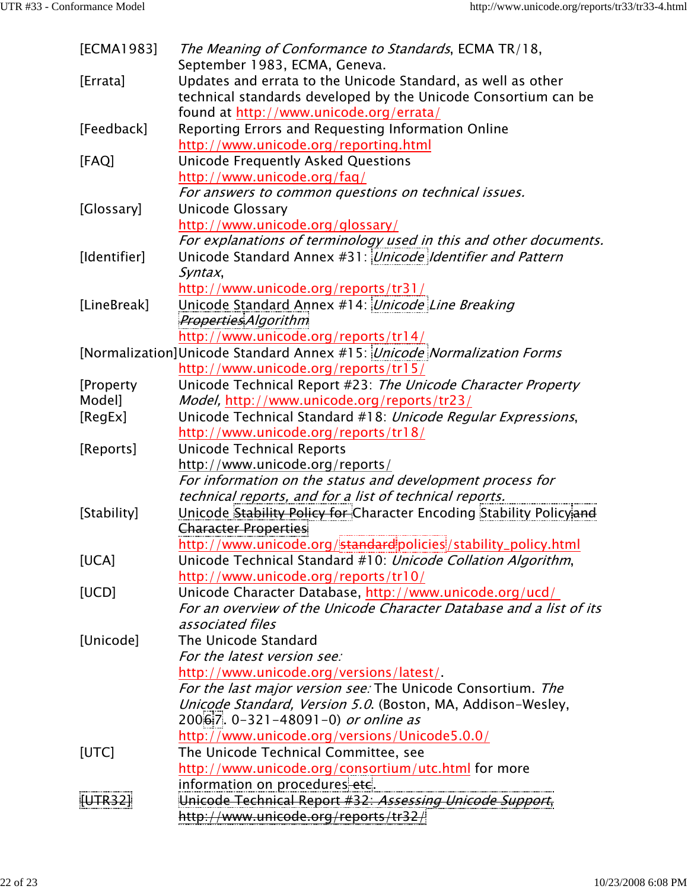[ECMA1983] *The Meaning of Conformance to Standards*, ECMA TR/18, September 1983, ECMA, Geneva.

[Errata] Updates and errata to the Unicode Standard, as well as other technical standards developed by the Unicode Consortium can be found at http://www.unicode.org/errata/

[Feedback] Reporting Errors and Requesting Information Online http://www.unicode.org/reporting.html

[FAQ] Unicode Frequently Asked Questions http://www.unicode.org/faq/ *For answers to common questions on technical issues.*

[Glossary] Unicode Glossary http://www.unicode.org/glossary/ *For explanations of terminology used in this and other documents.*

[Identifier] Unicode Standard Annex #31: *Unicode Identifier and Pattern Syntax*, http://www.unicode.org/reports/tr31/

[LineBreak] Unicode Standard Annex #14: *Unicode Line Breaking ~~Properties~~ Algorithm* http://www.unicode.org/reports/tr14/

[Normalization] Unicode Standard Annex #15: *Unicode Normalization Forms* http://www.unicode.org/reports/tr15/

[Property Model] Unicode Technical Report #23: *The Unicode Character Property Model*, http://www.unicode.org/reports/tr23/

[RegEx] Unicode Technical Standard #18: *Unicode Regular Expressions*, http://www.unicode.org/reports/tr18/

[Reports] Unicode Technical Reports http://www.unicode.org/reports/ *For information on the status and development process for technical reports, and for a list of technical reports.*

[Stability] Unicode ~~Stability Policy for~~ Character Encoding Stability Policy ~~and Character Properties~~ http://www.unicode.org/~~standard~~policies/stability_policy.html

[UCA] Unicode Technical Standard #10: *Unicode Collation Algorithm*, http://www.unicode.org/reports/tr10/

[UCD] Unicode Character Database, http://www.unicode.org/ucd/ *For an overview of the Unicode Character Database and a list of its associated files*

[Unicode] The Unicode Standard *For the latest version see:* http://www.unicode.org/versions/latest/. *For the last major version see:* The Unicode Consortium. *The Unicode Standard, Version 5.0.* (Boston, MA, Addison-Wesley, 200~~6~~7. 0-321-48091-0) *or online as* http://www.unicode.org/versions/Unicode5.0.0/

[UTC] The Unicode Technical Committee, see http://www.unicode.org/consortium/utc.html for more information on procedures ~~etc~~.

~~[UTR32] Unicode Technical Report #32: *Assessing Unicode Support*, http://www.unicode.org/reports/tr32/~~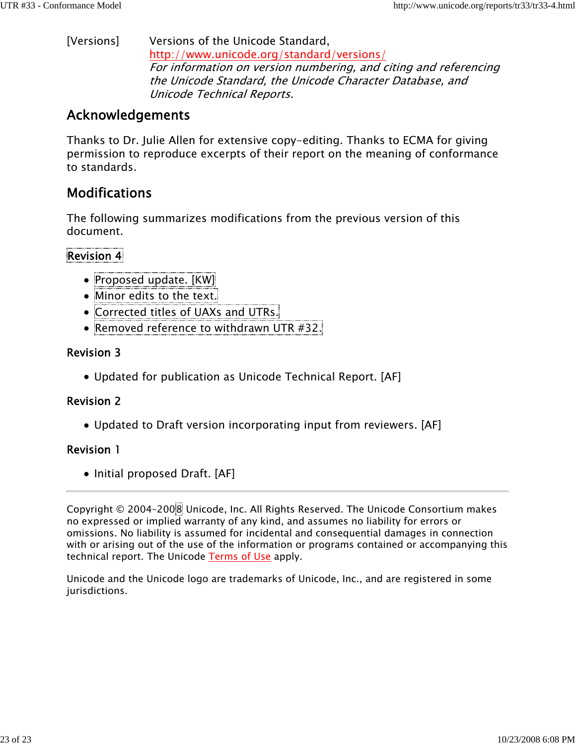[Versions] Versions of the Unicode Standard,
http://www.unicode.org/standard/versions/
*For information on version numbering, and citing and referencing the Unicode Standard, the Unicode Character Database, and Unicode Technical Reports.*

## Acknowledgements

Thanks to Dr. Julie Allen for extensive copy-editing. Thanks to ECMA for giving permission to reproduce excerpts of their report on the meaning of conformance to standards.

## Modifications

The following summarizes modifications from the previous version of this document.

### Revision 4

- Proposed update. [KW]
- Minor edits to the text.
- Corrected titles of UAXs and UTRs.
- Removed reference to withdrawn UTR #32.

### Revision 3

- Updated for publication as Unicode Technical Report. [AF]

### Revision 2

- Updated to Draft version incorporating input from reviewers. [AF]

### Revision 1

- Initial proposed Draft. [AF]

---

Copyright © 2004-2008 Unicode, Inc. All Rights Reserved. The Unicode Consortium makes no expressed or implied warranty of any kind, and assumes no liability for errors or omissions. No liability is assumed for incidental and consequential damages in connection with or arising out of the use of the information or programs contained or accompanying this technical report. The Unicode Terms of Use apply.

Unicode and the Unicode logo are trademarks of Unicode, Inc., and are registered in some jurisdictions.